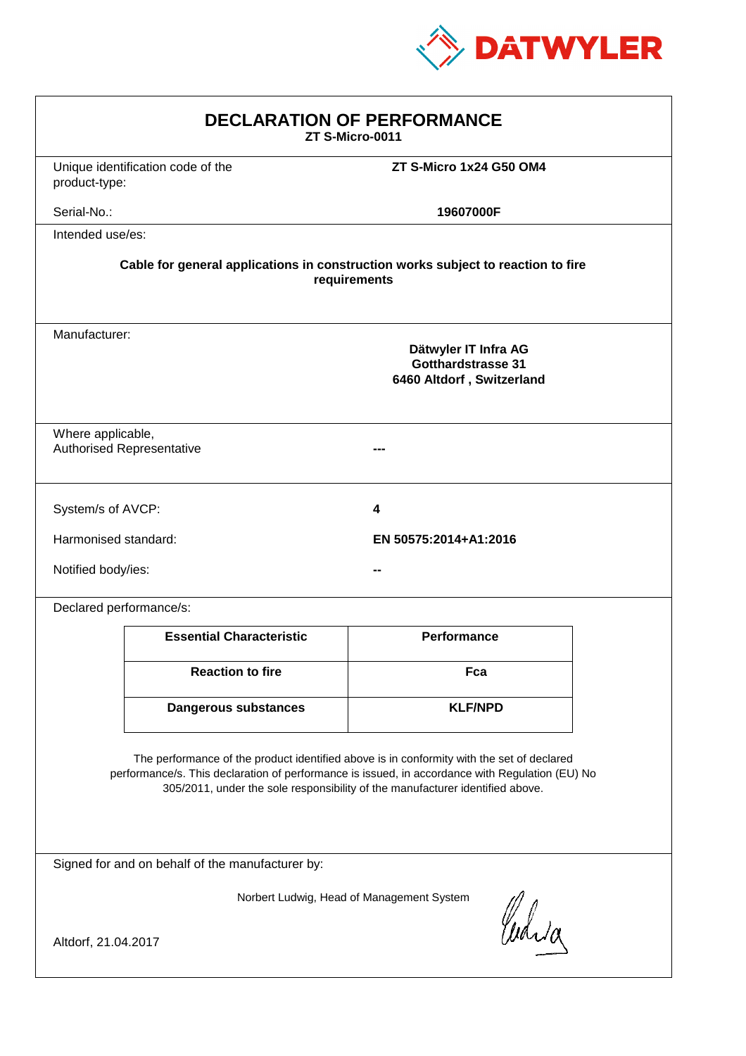DATWYLER

# DECLARATION OF PERFORMANCE

**ZT S-Micro-0011**

Unique identification code of the product-type: **ZT S-Micro 1x24 G50 OM4**

Serial-No.: **19607000F**

Intended use/es:

**Cable for general applications in construction works subject to reaction to fire requirements**

Manufacturer:

**Dätwyler IT Infra AG**
**Gotthardstrasse 31**
**6460 Altdorf , Switzerland**

Where applicable, Authorised Representative: **---**

System/s of AVCP: **4**

Harmonised standard: **EN 50575:2014+A1:2016**

Notified body/ies: **--**

Declared performance/s:

| Essential Characteristic | Performance |
|---|---|
| **Reaction to fire** | **Fca** |
| **Dangerous substances** | **KLF/NPD** |

The performance of the product identified above is in conformity with the set of declared performance/s. This declaration of performance is issued, in accordance with Regulation (EU) No 305/2011, under the sole responsibility of the manufacturer identified above.

Signed for and on behalf of the manufacturer by:

Norbert Ludwig, Head of Management System

Altdorf, 21.04.2017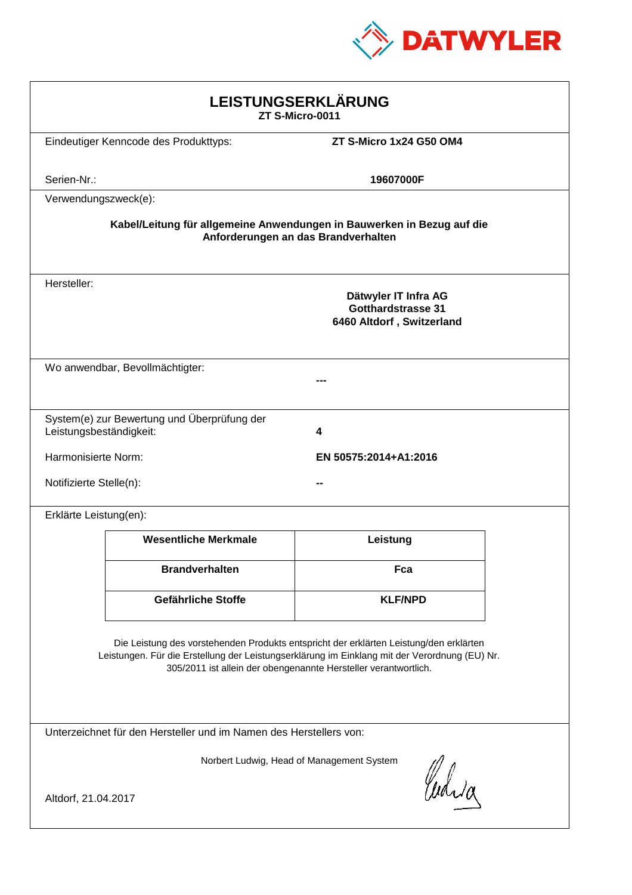DATWYLER

# LEISTUNGSERKLÄRUNG

**ZT S-Micro-0011**

Eindeutiger Kenncode des Produkttyps: **ZT S-Micro 1x24 G50 OM4**

Serien-Nr.: **19607000F**

Verwendungszweck(e):

**Kabel/Leitung für allgemeine Anwendungen in Bauwerken in Bezug auf die Anforderungen an das Brandverhalten**

Hersteller:

**Dätwyler IT Infra AG**
**Gotthardstrasse 31**
**6460 Altdorf , Switzerland**

Wo anwendbar, Bevollmächtigter: **---**

System(e) zur Bewertung und Überprüfung der Leistungsbeständigkeit: **4**

Harmonisierte Norm: **EN 50575:2014+A1:2016**

Notifizierte Stelle(n): **--**

Erklärte Leistung(en):

| Wesentliche Merkmale | Leistung |
|---|---|
| **Brandverhalten** | **Fca** |
| **Gefährliche Stoffe** | **KLF/NPD** |

Die Leistung des vorstehenden Produkts entspricht der erklärten Leistung/den erklärten Leistungen. Für die Erstellung der Leistungserklärung im Einklang mit der Verordnung (EU) Nr. 305/2011 ist allein der obengenannte Hersteller verantwortlich.

Unterzeichnet für den Hersteller und im Namen des Herstellers von:

Norbert Ludwig, Head of Management System

Altdorf, 21.04.2017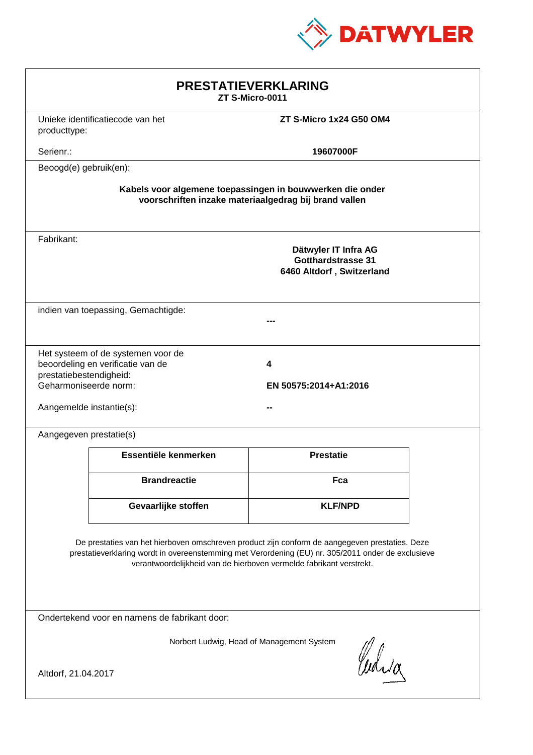DATWYLER

# PRESTATIEVERKLARING

**ZT S-Micro-0011**

Unieke identificatiecode van het producttype: **ZT S-Micro 1x24 G50 OM4**

Serienr.: **19607000F**

Beoogd(e) gebruik(en):

**Kabels voor algemene toepassingen in bouwwerken die onder voorschriften inzake materiaalgedrag bij brand vallen**

Fabrikant:

**Dätwyler IT Infra AG**
**Gotthardstrasse 31**
**6460 Altdorf , Switzerland**

indien van toepassing, Gemachtigde: **---**

Het systeem of de systemen voor de beoordeling en verificatie van de prestatiebestendigheid: **4**

Geharmoniseerde norm: **EN 50575:2014+A1:2016**

Aangemelde instantie(s): **--**

Aangegeven prestatie(s)

| Essentiële kenmerken | Prestatie |
|---|---|
| **Brandreactie** | **Fca** |
| **Gevaarlijke stoffen** | **KLF/NPD** |

De prestaties van het hierboven omschreven product zijn conform de aangegeven prestaties. Deze prestatieverklaring wordt in overeenstemming met Verordening (EU) nr. 305/2011 onder de exclusieve verantwoordelijkheid van de hierboven vermelde fabrikant verstrekt.

Ondertekend voor en namens de fabrikant door:

Norbert Ludwig, Head of Management System

Altdorf, 21.04.2017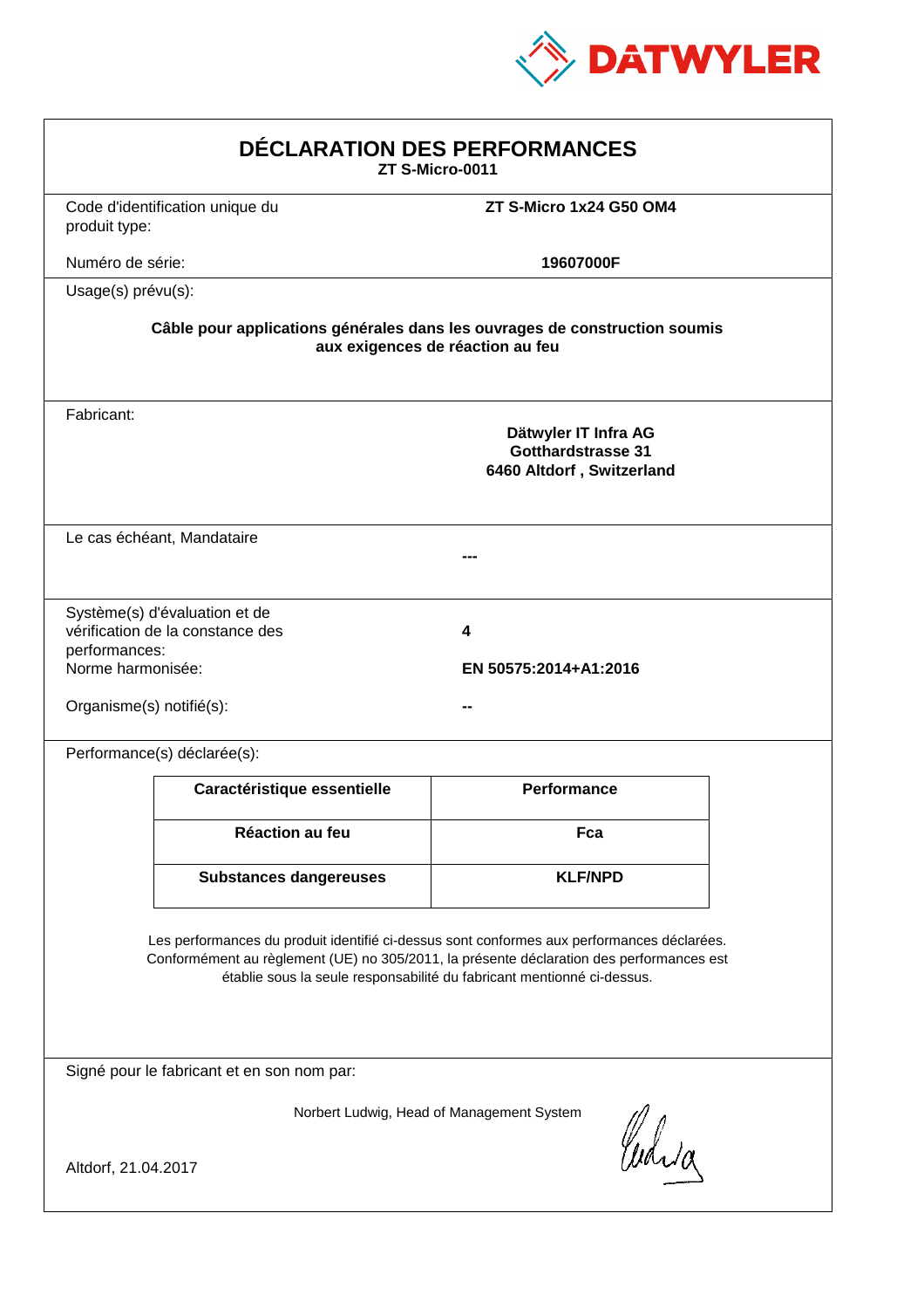DATWYLER

# DÉCLARATION DES PERFORMANCES

**ZT S-Micro-0011**

Code d'identification unique du produit type: **ZT S-Micro 1x24 G50 OM4**

Numéro de série: **19607000F**

Usage(s) prévu(s):

**Câble pour applications générales dans les ouvrages de construction soumis aux exigences de réaction au feu**

Fabricant:

**Dätwyler IT Infra AG**
**Gotthardstrasse 31**
**6460 Altdorf , Switzerland**

Le cas échéant, Mandataire **---**

Système(s) d'évaluation et de vérification de la constance des performances: **4**

Norme harmonisée: **EN 50575:2014+A1:2016**

Organisme(s) notifié(s): **--**

Performance(s) déclarée(s):

| Caractéristique essentielle | Performance |
|---|---|
| **Réaction au feu** | **Fca** |
| **Substances dangereuses** | **KLF/NPD** |

Les performances du produit identifié ci-dessus sont conformes aux performances déclarées. Conformément au règlement (UE) no 305/2011, la présente déclaration des performances est établie sous la seule responsabilité du fabricant mentionné ci-dessus.

Signé pour le fabricant et en son nom par:

Norbert Ludwig, Head of Management System

Altdorf, 21.04.2017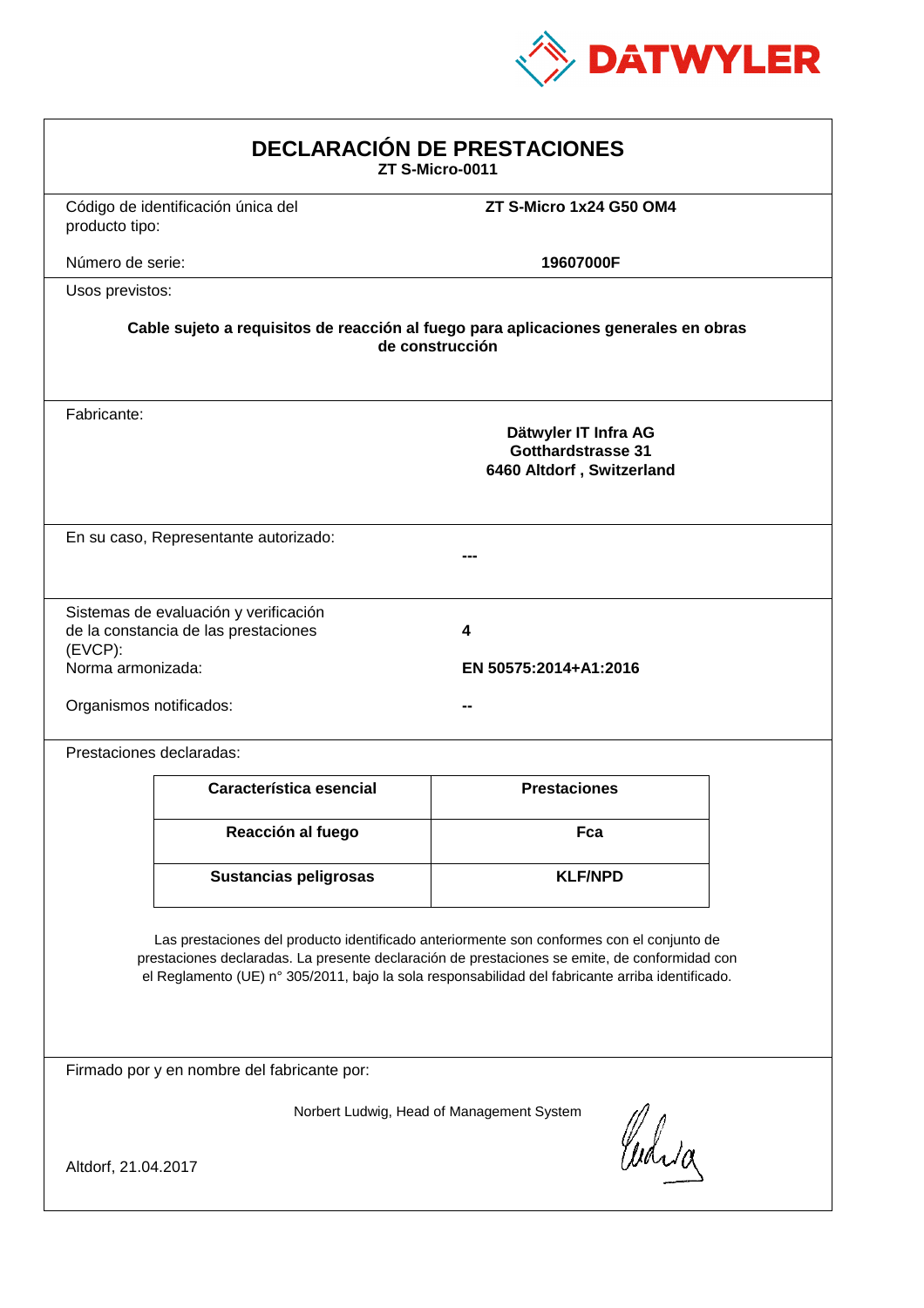DATWYLER

# DECLARACIÓN DE PRESTACIONES

**ZT S-Micro-0011**

Código de identificación única del producto tipo: **ZT S-Micro 1x24 G50 OM4**

Número de serie: **19607000F**

Usos previstos:

**Cable sujeto a requisitos de reacción al fuego para aplicaciones generales en obras de construcción**

Fabricante:

**Dätwyler IT Infra AG**
**Gotthardstrasse 31**
**6460 Altdorf , Switzerland**

En su caso, Representante autorizado: **---**

Sistemas de evaluación y verificación de la constancia de las prestaciones (EVCP): **4**

Norma armonizada: **EN 50575:2014+A1:2016**

Organismos notificados: **--**

Prestaciones declaradas:

| Característica esencial | Prestaciones |
|---|---|
| **Reacción al fuego** | **Fca** |
| **Sustancias peligrosas** | **KLF/NPD** |

Las prestaciones del producto identificado anteriormente son conformes con el conjunto de prestaciones declaradas. La presente declaración de prestaciones se emite, de conformidad con el Reglamento (UE) n° 305/2011, bajo la sola responsabilidad del fabricante arriba identificado.

Firmado por y en nombre del fabricante por:

Norbert Ludwig, Head of Management System

Altdorf, 21.04.2017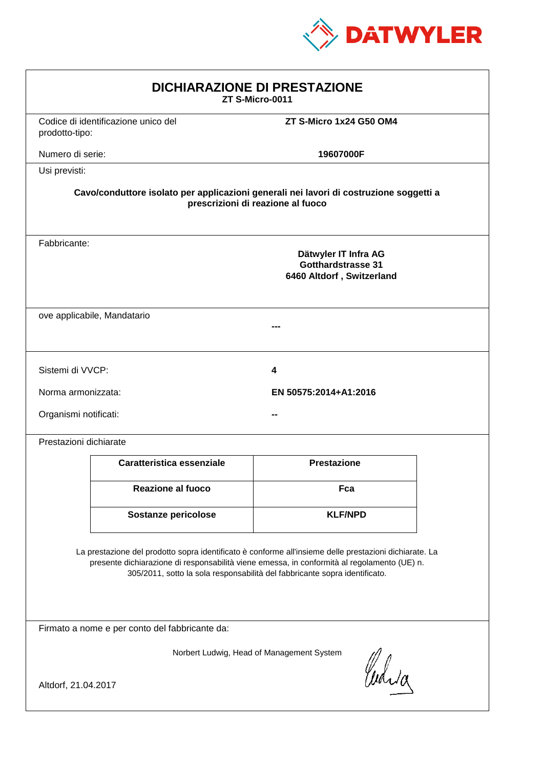DATWYLER

# DICHIARAZIONE DI PRESTAZIONE

**ZT S-Micro-0011**

Codice di identificazione unico del prodotto-tipo: **ZT S-Micro 1x24 G50 OM4**

Numero di serie: **19607000F**

Usi previsti:

**Cavo/conduttore isolato per applicazioni generali nei lavori di costruzione soggetti a prescrizioni di reazione al fuoco**

Fabbricante:

**Dätwyler IT Infra AG**
**Gotthardstrasse 31**
**6460 Altdorf , Switzerland**

ove applicabile, Mandatario

**---**

Sistemi di VVCP: **4**

Norma armonizzata: **EN 50575:2014+A1:2016**

Organismi notificati: **--**

Prestazioni dichiarate

| Caratteristica essenziale | Prestazione |
|---|---|
| **Reazione al fuoco** | **Fca** |
| **Sostanze pericolose** | **KLF/NPD** |

La prestazione del prodotto sopra identificato è conforme all'insieme delle prestazioni dichiarate. La presente dichiarazione di responsabilità viene emessa, in conformità al regolamento (UE) n. 305/2011, sotto la sola responsabilità del fabbricante sopra identificato.

Firmato a nome e per conto del fabbricante da:

Norbert Ludwig, Head of Management System

Altdorf, 21.04.2017